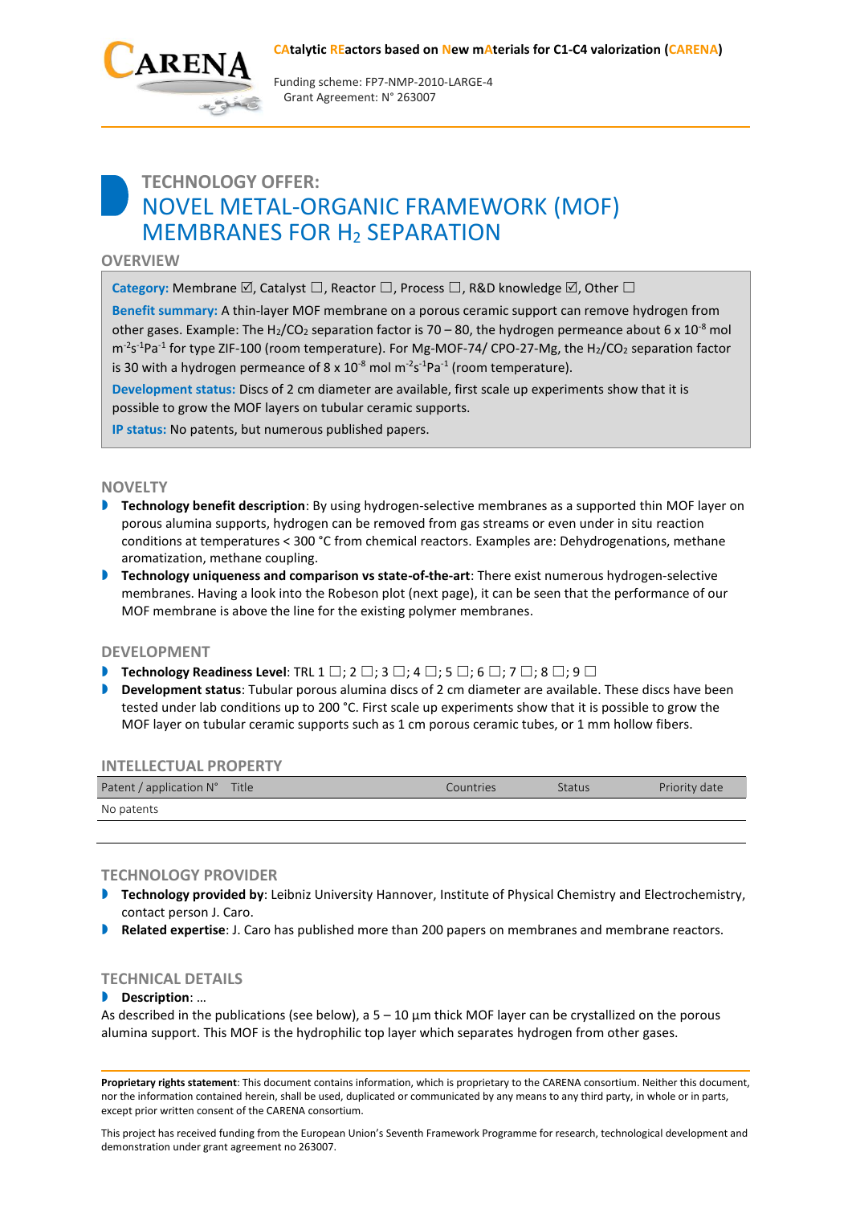**CAtalytic REactors based on New mAterials for C1-C4 valorization (CARENA)**

Funding scheme: FP7-NMP-2010-LARGE-4
Grant Agreement: N° 263007

# TECHNOLOGY OFFER: NOVEL METAL-ORGANIC FRAMEWORK (MOF) MEMBRANES FOR $H_2$ SEPARATION

## OVERVIEW

**Category:** Membrane ☑, Catalyst ☐, Reactor ☐, Process ☐, R&D knowledge ☑, Other ☐

**Benefit summary:** A thin-layer MOF membrane on a porous ceramic support can remove hydrogen from other gases. Example: The $H_2/CO_2$ separation factor is 70 – 80, the hydrogen permeance about 6 x $10^{-8}$ mol $m^{-2}s^{-1}Pa^{-1}$ for type ZIF-100 (room temperature). For Mg-MOF-74/ CPO-27-Mg, the $H_2/CO_2$ separation factor is 30 with a hydrogen permeance of 8 x $10^{-8}$ mol $m^{-2}s^{-1}Pa^{-1}$ (room temperature).

**Development status:** Discs of 2 cm diameter are available, first scale up experiments show that it is possible to grow the MOF layers on tubular ceramic supports.

**IP status:** No patents, but numerous published papers.

## NOVELTY

- **Technology benefit description**: By using hydrogen-selective membranes as a supported thin MOF layer on porous alumina supports, hydrogen can be removed from gas streams or even under in situ reaction conditions at temperatures < 300 °C from chemical reactors. Examples are: Dehydrogenations, methane aromatization, methane coupling.
- **Technology uniqueness and comparison vs state-of-the-art**: There exist numerous hydrogen-selective membranes. Having a look into the Robeson plot (next page), it can be seen that the performance of our MOF membrane is above the line for the existing polymer membranes.

## DEVELOPMENT

- **Technology Readiness Level**: TRL 1 ☐; 2 ☐; 3 ☐; 4 ☐; 5 ☐; 6 ☐; 7 ☐; 8 ☐; 9 ☐
- **Development status**: Tubular porous alumina discs of 2 cm diameter are available. These discs have been tested under lab conditions up to 200 °C. First scale up experiments show that it is possible to grow the MOF layer on tubular ceramic supports such as 1 cm porous ceramic tubes, or 1 mm hollow fibers.

## INTELLECTUAL PROPERTY

| Patent / application N° | Title | Countries | Status | Priority date |
|---|---|---|---|---|
| No patents | | | | |

## TECHNOLOGY PROVIDER

- **Technology provided by**: Leibniz University Hannover, Institute of Physical Chemistry and Electrochemistry, contact person J. Caro.
- **Related expertise**: J. Caro has published more than 200 papers on membranes and membrane reactors.

## TECHNICAL DETAILS

- **Description**: …

As described in the publications (see below), a 5 – 10 µm thick MOF layer can be crystallized on the porous alumina support. This MOF is the hydrophilic top layer which separates hydrogen from other gases.

**Proprietary rights statement**: This document contains information, which is proprietary to the CARENA consortium. Neither this document, nor the information contained herein, shall be used, duplicated or communicated by any means to any third party, in whole or in parts, except prior written consent of the CARENA consortium.

This project has received funding from the European Union's Seventh Framework Programme for research, technological development and demonstration under grant agreement no 263007.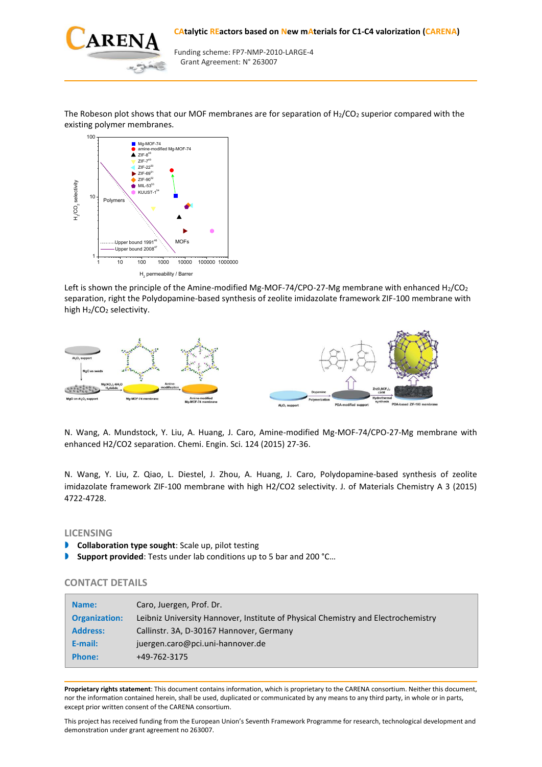The Robeson plot shows that our MOF membranes are for separation of $H_2/CO_2$ superior compared with the existing polymer membranes.

100
10
1
$H_2/CO_2$ selectivity
1 10 100 1000 10000 100000 1000000
$H_2$ permeability / Barrer
Mg-MOF-74
amine-modified Mg-MOF-74
ZIF-8[48]
ZIF-7[49]
ZIF-22[50]
ZIF-69[51]
ZIF-90[52]
MIL-53[53]
KUUST-1[54]
Polymers
MOFs
Upper bound 1991[46]
Upper bound 2008[47]

Left is shown the principle of the Amine-modified Mg-MOF-74/CPO-27-Mg membrane with enhanced $H_2/CO_2$ separation, right the Polydopamine-based synthesis of zeolite imidazolate framework ZIF-100 membrane with high $H_2/CO_2$ selectivity.

$Al_2O_3$ support
MgO as seeds
MgO on $Al_2O_3$ support
$Mg(NO_3)_2 \cdot 6H_2O$
$H_2dobdc$
Mg-MOF-74 membrane
Amine-modification
Amine-modified Mg-MOF-74 membrane

$Al_2O_3$ support
Dopamine
Polymerization
PDA-modified support
$Zn(O_3SCF_3)_2$
cbIM
Hydrothermal synthesis
PDA-based ZIF-100 membrane

N. Wang, A. Mundstock, Y. Liu, A. Huang, J. Caro, Amine-modified Mg-MOF-74/CPO-27-Mg membrane with enhanced H2/CO2 separation. Chemi. Engin. Sci. 124 (2015) 27-36.

N. Wang, Y. Liu, Z. Qiao, L. Diestel, J. Zhou, A. Huang, J. Caro, Polydopamine-based synthesis of zeolite imidazolate framework ZIF-100 membrane with high H2/CO2 selectivity. J. of Materials Chemistry A 3 (2015) 4722-4728.

## LICENSING

- **Collaboration type sought**: Scale up, pilot testing
- **Support provided**: Tests under lab conditions up to 5 bar and 200 °C…

## CONTACT DETAILS

| | |
|---|---|
| **Name:** | Caro, Juergen, Prof. Dr. |
| **Organization:** | Leibniz University Hannover, Institute of Physical Chemistry and Electrochemistry |
| **Address:** | Callinstr. 3A, D-30167 Hannover, Germany |
| **E-mail:** | juergen.caro@pci.uni-hannover.de |
| **Phone:** | +49-762-3175 |

**Proprietary rights statement**: This document contains information, which is proprietary to the CARENA consortium. Neither this document, nor the information contained herein, shall be used, duplicated or communicated by any means to any third party, in whole or in parts, except prior written consent of the CARENA consortium.

This project has received funding from the European Union's Seventh Framework Programme for research, technological development and demonstration under grant agreement no 263007.